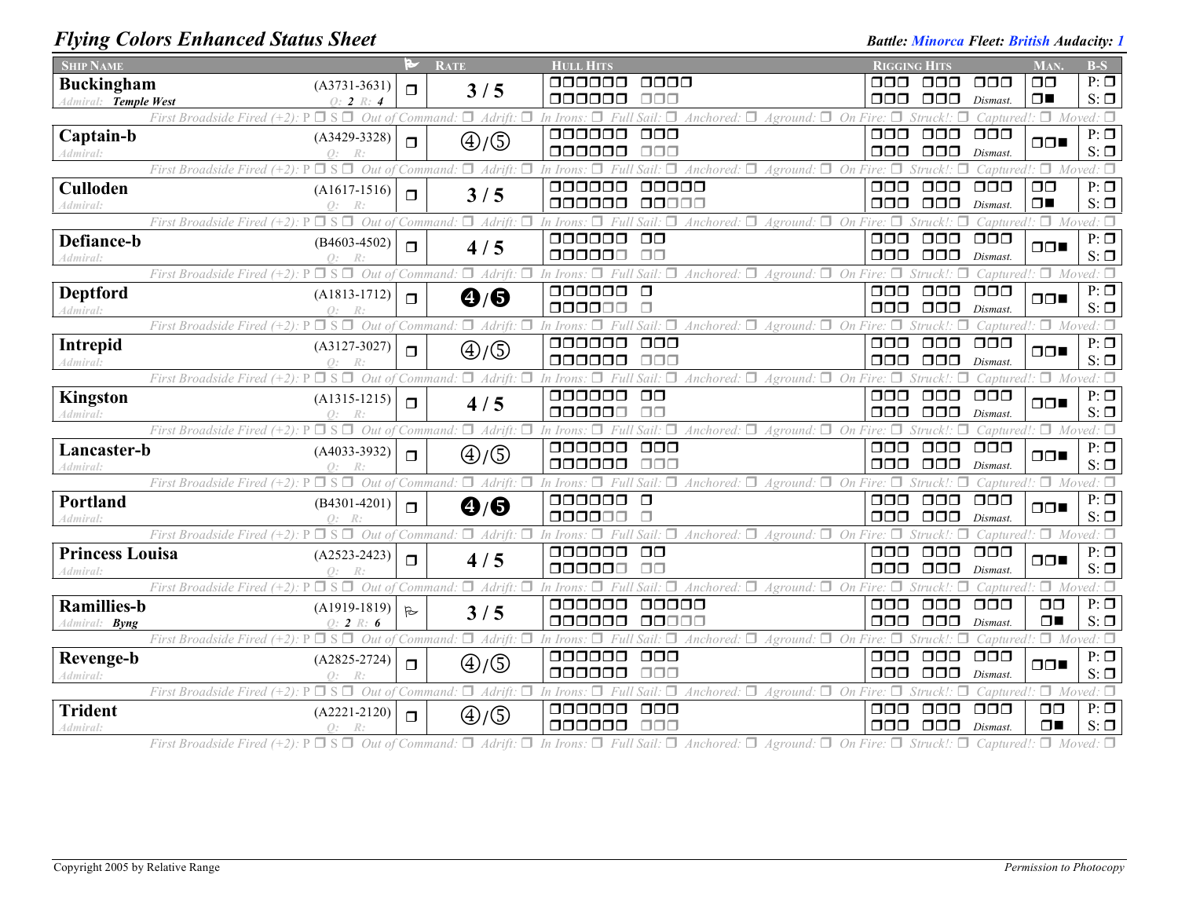# Flying Colors Enhanced Status Sheet

**Battle: Minorca Fleet: British Audacity: 1**

| Ship Name | | Flag | Rate | Hull Hits | Rigging Hits | Man. | B-S |
|---|---|---|---|---|---|---|---|
| **Buckingham** — Admiral: *Temple West* | (A3731-3631) Q: 2 R: 4 | ❐ | 3 / 5 | ❐❐❐❐❐❐ ❐❐❐❐ / ❐❐❐❐❐❐ ❐❐❐ | ❐❐❐ ❐❐❐ ❐❐❐ / ❐❐❐ ❐❐❐ Dismast. | ❐❐ / ❐■ | P: ❐ S: ❐ |
| *First Broadside Fired (+2): P ❐ S ❐ Out of Command: ❐ Adrift: ❐ In Irons: ❐ Full Sail: ❐ Anchored: ❐ Aground: ❐ On Fire: ❐ Struck!: ❐ Captured!: ❐ Moved: ❐* | | | | | | | |
| **Captain-b** — Admiral: | (A3429-3328) Q: R: | ❐ | ④/⑤ | ❐❐❐❐❐❐ ❐❐❐ / ❐❐❐❐❐❐ ❐❐❐ | ❐❐❐ ❐❐❐ ❐❐❐ / ❐❐❐ ❐❐❐ Dismast. | ❐❐■ | P: ❐ S: ❐ |
| *First Broadside Fired (+2): P ❐ S ❐ Out of Command: ❐ Adrift: ❐ In Irons: ❐ Full Sail: ❐ Anchored: ❐ Aground: ❐ On Fire: ❐ Struck!: ❐ Captured!: ❐ Moved: ❐* | | | | | | | |
| **Culloden** — Admiral: | (A1617-1516) Q: R: | ❐ | 3 / 5 | ❐❐❐❐❐❐ ❐❐❐❐❐ / ❐❐❐❐❐❐ ❐❐❐❐❐ | ❐❐❐ ❐❐❐ ❐❐❐ / ❐❐❐ ❐❐❐ Dismast. | ❐❐ / ❐■ | P: ❐ S: ❐ |
| *First Broadside Fired (+2): P ❐ S ❐ Out of Command: ❐ Adrift: ❐ In Irons: ❐ Full Sail: ❐ Anchored: ❐ Aground: ❐ On Fire: ❐ Struck!: ❐ Captured!: ❐ Moved: ❐* | | | | | | | |
| **Defiance-b** — Admiral: | (B4603-4502) Q: R: | ❐ | 4 / 5 | ❐❐❐❐❐❐ ❐❐ / ❐❐❐❐❐❐ ❐❐ | ❐❐❐ ❐❐❐ ❐❐❐ / ❐❐❐ ❐❐❐ Dismast. | ❐❐■ | P: ❐ S: ❐ |
| *First Broadside Fired (+2): P ❐ S ❐ Out of Command: ❐ Adrift: ❐ In Irons: ❐ Full Sail: ❐ Anchored: ❐ Aground: ❐ On Fire: ❐ Struck!: ❐ Captured!: ❐ Moved: ❐* | | | | | | | |
| **Deptford** — Admiral: | (A1813-1712) Q: R: | ❐ | ❹/❺ | ❐❐❐❐❐❐ ❐ / ❐❐❐❐❐❐ ❐ | ❐❐❐ ❐❐❐ ❐❐❐ / ❐❐❐ ❐❐❐ Dismast. | ❐❐■ | P: ❐ S: ❐ |
| *First Broadside Fired (+2): P ❐ S ❐ Out of Command: ❐ Adrift: ❐ In Irons: ❐ Full Sail: ❐ Anchored: ❐ Aground: ❐ On Fire: ❐ Struck!: ❐ Captured!: ❐ Moved: ❐* | | | | | | | |
| **Intrepid** — Admiral: | (A3127-3027) Q: R: | ❐ | ④/⑤ | ❐❐❐❐❐❐ ❐❐❐ / ❐❐❐❐❐❐ ❐❐❐ | ❐❐❐ ❐❐❐ ❐❐❐ / ❐❐❐ ❐❐❐ Dismast. | ❐❐■ | P: ❐ S: ❐ |
| *First Broadside Fired (+2): P ❐ S ❐ Out of Command: ❐ Adrift: ❐ In Irons: ❐ Full Sail: ❐ Anchored: ❐ Aground: ❐ On Fire: ❐ Struck!: ❐ Captured!: ❐ Moved: ❐* | | | | | | | |
| **Kingston** — Admiral: | (A1315-1215) Q: R: | ❐ | 4 / 5 | ❐❐❐❐❐❐ ❐❐ / ❐❐❐❐❐❐ ❐❐ | ❐❐❐ ❐❐❐ ❐❐❐ / ❐❐❐ ❐❐❐ Dismast. | ❐❐■ | P: ❐ S: ❐ |
| *First Broadside Fired (+2): P ❐ S ❐ Out of Command: ❐ Adrift: ❐ In Irons: ❐ Full Sail: ❐ Anchored: ❐ Aground: ❐ On Fire: ❐ Struck!: ❐ Captured!: ❐ Moved: ❐* | | | | | | | |
| **Lancaster-b** — Admiral: | (A4033-3932) Q: R: | ❐ | ④/⑤ | ❐❐❐❐❐❐ ❐❐❐ / ❐❐❐❐❐❐ ❐❐❐ | ❐❐❐ ❐❐❐ ❐❐❐ / ❐❐❐ ❐❐❐ Dismast. | ❐❐■ | P: ❐ S: ❐ |
| *First Broadside Fired (+2): P ❐ S ❐ Out of Command: ❐ Adrift: ❐ In Irons: ❐ Full Sail: ❐ Anchored: ❐ Aground: ❐ On Fire: ❐ Struck!: ❐ Captured!: ❐ Moved: ❐* | | | | | | | |
| **Portland** — Admiral: | (B4301-4201) Q: R: | ❐ | ❹/❺ | ❐❐❐❐❐❐ ❐ / ❐❐❐❐❐❐ ❐ | ❐❐❐ ❐❐❐ ❐❐❐ / ❐❐❐ ❐❐❐ Dismast. | ❐❐■ | P: ❐ S: ❐ |
| *First Broadside Fired (+2): P ❐ S ❐ Out of Command: ❐ Adrift: ❐ In Irons: ❐ Full Sail: ❐ Anchored: ❐ Aground: ❐ On Fire: ❐ Struck!: ❐ Captured!: ❐ Moved: ❐* | | | | | | | |
| **Princess Louisa** — Admiral: | (A2523-2423) Q: R: | ❐ | 4 / 5 | ❐❐❐❐❐❐ ❐❐ / ❐❐❐❐❐❐ ❐❐ | ❐❐❐ ❐❐❐ ❐❐❐ / ❐❐❐ ❐❐❐ Dismast. | ❐❐■ | P: ❐ S: ❐ |
| *First Broadside Fired (+2): P ❐ S ❐ Out of Command: ❐ Adrift: ❐ In Irons: ❐ Full Sail: ❐ Anchored: ❐ Aground: ❐ On Fire: ❐ Struck!: ❐ Captured!: ❐ Moved: ❐* | | | | | | | |
| **Ramillies-b** — Admiral: *Byng* | (A1919-1819) Q: 2 R: 6 | ⚐ | 3 / 5 | ❐❐❐❐❐❐ ❐❐❐❐❐ / ❐❐❐❐❐❐ ❐❐❐❐❐ | ❐❐❐ ❐❐❐ ❐❐❐ / ❐❐❐ ❐❐❐ Dismast. | ❐❐ / ❐■ | P: ❐ S: ❐ |
| *First Broadside Fired (+2): P ❐ S ❐ Out of Command: ❐ Adrift: ❐ In Irons: ❐ Full Sail: ❐ Anchored: ❐ Aground: ❐ On Fire: ❐ Struck!: ❐ Captured!: ❐ Moved: ❐* | | | | | | | |
| **Revenge-b** — Admiral: | (A2825-2724) Q: R: | ❐ | ④/⑤ | ❐❐❐❐❐❐ ❐❐❐ / ❐❐❐❐❐❐ ❐❐❐ | ❐❐❐ ❐❐❐ ❐❐❐ / ❐❐❐ ❐❐❐ Dismast. | ❐❐■ | P: ❐ S: ❐ |
| *First Broadside Fired (+2): P ❐ S ❐ Out of Command: ❐ Adrift: ❐ In Irons: ❐ Full Sail: ❐ Anchored: ❐ Aground: ❐ On Fire: ❐ Struck!: ❐ Captured!: ❐ Moved: ❐* | | | | | | | |
| **Trident** — Admiral: | (A2221-2120) Q: R: | ❐ | ④/⑤ | ❐❐❐❐❐❐ ❐❐❐ / ❐❐❐❐❐❐ ❐❐❐ | ❐❐❐ ❐❐❐ ❐❐❐ / ❐❐❐ ❐❐❐ Dismast. | ❐❐ / ❐■ | P: ❐ S: ❐ |
| *First Broadside Fired (+2): P ❐ S ❐ Out of Command: ❐ Adrift: ❐ In Irons: ❐ Full Sail: ❐ Anchored: ❐ Aground: ❐ On Fire: ❐ Struck!: ❐ Captured!: ❐ Moved: ❐* | | | | | | | |

Copyright 2005 by Relative Range

*Permission to Photocopy*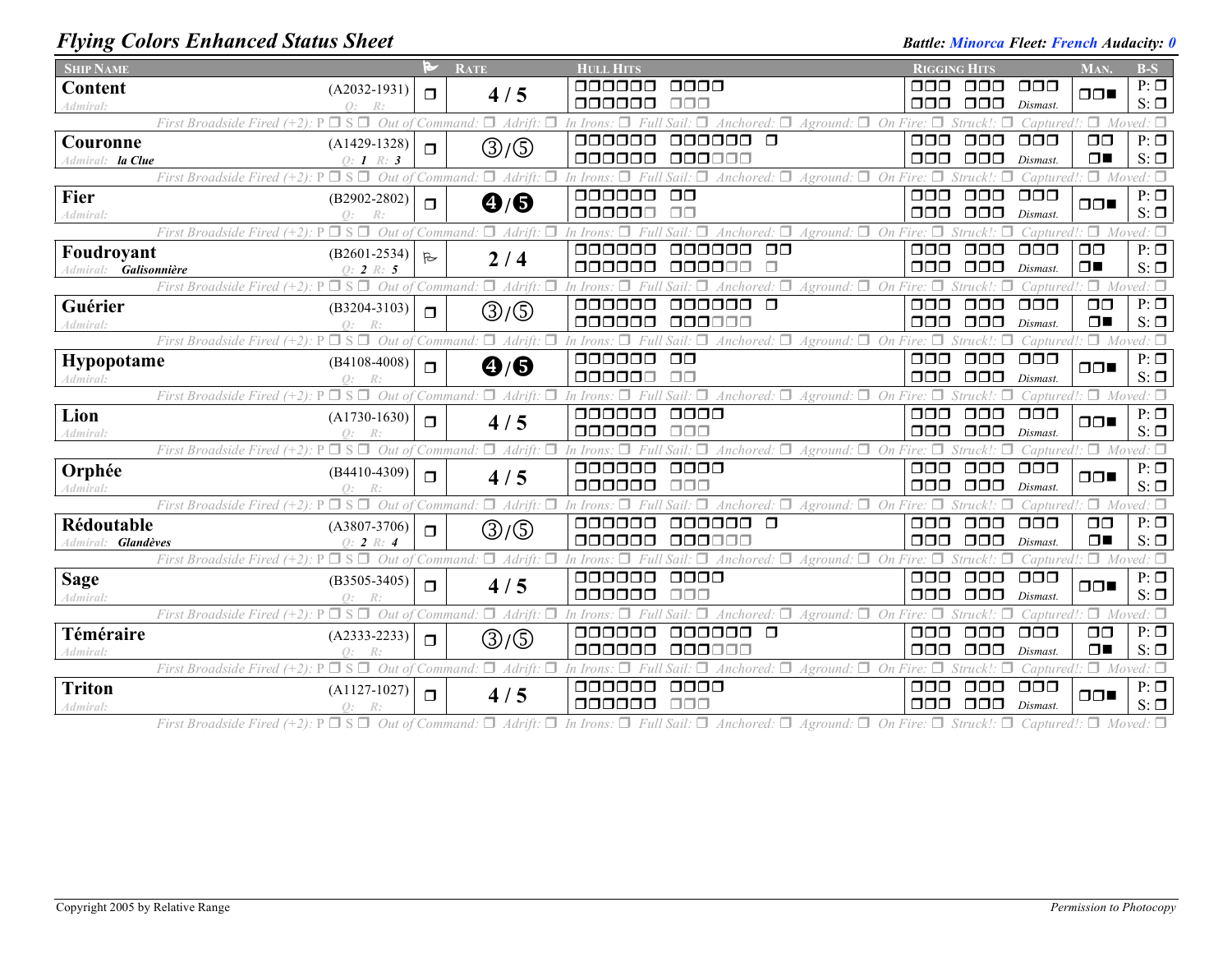# Flying Colors Enhanced Status Sheet

**Battle:** Minorca **Fleet:** French **Audacity:** 0

| Ship Name | | Flag | Rate | Hull Hits | Rigging Hits | Man. | B-S |
|---|---|---|---|---|---|---|---|
| **Content** *Admiral:* | (A2032-1931) *Q: R:* | ❒ | 4 / 5 | | Dismast. | | P: ❒ S: ❒ |
| *First Broadside Fired (+2): P ❒ S ❒ Out of Command: ❒ Adrift: ❒ In Irons: ❒ Full Sail: ❒ Anchored: ❒ Aground: ❒ On Fire: ❒ Struck!: ❒ Captured!: ❒ Moved: ❒* | | | | | | | |
| **Couronne** *Admiral:* ***la Clue*** | (A1429-1328) *Q:* ***1*** *R:* ***3*** | ❒ | ③/⑤ | | Dismast. | | P: ❒ S: ❒ |
| *First Broadside Fired (+2): P ❒ S ❒ Out of Command: ❒ Adrift: ❒ In Irons: ❒ Full Sail: ❒ Anchored: ❒ Aground: ❒ On Fire: ❒ Struck!: ❒ Captured!: ❒ Moved: ❒* | | | | | | | |
| **Fier** *Admiral:* | (B2902-2802) *Q: R:* | ❒ | ❹/❺ | | Dismast. | | P: ❒ S: ❒ |
| *First Broadside Fired (+2): P ❒ S ❒ Out of Command: ❒ Adrift: ❒ In Irons: ❒ Full Sail: ❒ Anchored: ❒ Aground: ❒ On Fire: ❒ Struck!: ❒ Captured!: ❒ Moved: ❒* | | | | | | | |
| **Foudroyant** *Admiral:* ***Galisonnière*** | (B2601-2534) *Q:* ***2*** *R:* ***5*** | ⚐ | 2 / 4 | | Dismast. | | P: ❒ S: ❒ |
| *First Broadside Fired (+2): P ❒ S ❒ Out of Command: ❒ Adrift: ❒ In Irons: ❒ Full Sail: ❒ Anchored: ❒ Aground: ❒ On Fire: ❒ Struck!: ❒ Captured!: ❒ Moved: ❒* | | | | | | | |
| **Guérier** *Admiral:* | (B3204-3103) *Q: R:* | ❒ | ③/⑤ | | Dismast. | | P: ❒ S: ❒ |
| *First Broadside Fired (+2): P ❒ S ❒ Out of Command: ❒ Adrift: ❒ In Irons: ❒ Full Sail: ❒ Anchored: ❒ Aground: ❒ On Fire: ❒ Struck!: ❒ Captured!: ❒ Moved: ❒* | | | | | | | |
| **Hypopotame** *Admiral:* | (B4108-4008) *Q: R:* | ❒ | ❹/❺ | | Dismast. | | P: ❒ S: ❒ |
| *First Broadside Fired (+2): P ❒ S ❒ Out of Command: ❒ Adrift: ❒ In Irons: ❒ Full Sail: ❒ Anchored: ❒ Aground: ❒ On Fire: ❒ Struck!: ❒ Captured!: ❒ Moved: ❒* | | | | | | | |
| **Lion** *Admiral:* | (A1730-1630) *Q: R:* | ❒ | 4 / 5 | | Dismast. | | P: ❒ S: ❒ |
| *First Broadside Fired (+2): P ❒ S ❒ Out of Command: ❒ Adrift: ❒ In Irons: ❒ Full Sail: ❒ Anchored: ❒ Aground: ❒ On Fire: ❒ Struck!: ❒ Captured!: ❒ Moved: ❒* | | | | | | | |
| **Orphée** *Admiral:* | (B4410-4309) *Q: R:* | ❒ | 4 / 5 | | Dismast. | | P: ❒ S: ❒ |
| *First Broadside Fired (+2): P ❒ S ❒ Out of Command: ❒ Adrift: ❒ In Irons: ❒ Full Sail: ❒ Anchored: ❒ Aground: ❒ On Fire: ❒ Struck!: ❒ Captured!: ❒ Moved: ❒* | | | | | | | |
| **Rédoutable** *Admiral:* ***Glandèves*** | (A3807-3706) *Q:* ***2*** *R:* ***4*** | ❒ | ③/⑤ | | Dismast. | | P: ❒ S: ❒ |
| *First Broadside Fired (+2): P ❒ S ❒ Out of Command: ❒ Adrift: ❒ In Irons: ❒ Full Sail: ❒ Anchored: ❒ Aground: ❒ On Fire: ❒ Struck!: ❒ Captured!: ❒ Moved: ❒* | | | | | | | |
| **Sage** *Admiral:* | (B3505-3405) *Q: R:* | ❒ | 4 / 5 | | Dismast. | | P: ❒ S: ❒ |
| *First Broadside Fired (+2): P ❒ S ❒ Out of Command: ❒ Adrift: ❒ In Irons: ❒ Full Sail: ❒ Anchored: ❒ Aground: ❒ On Fire: ❒ Struck!: ❒ Captured!: ❒ Moved: ❒* | | | | | | | |
| **Téméraire** *Admiral:* | (A2333-2233) *Q: R:* | ❒ | ③/⑤ | | Dismast. | | P: ❒ S: ❒ |
| *First Broadside Fired (+2): P ❒ S ❒ Out of Command: ❒ Adrift: ❒ In Irons: ❒ Full Sail: ❒ Anchored: ❒ Aground: ❒ On Fire: ❒ Struck!: ❒ Captured!: ❒ Moved: ❒* | | | | | | | |
| **Triton** *Admiral:* | (A1127-1027) *Q: R:* | ❒ | 4 / 5 | | Dismast. | | P: ❒ S: ❒ |
| *First Broadside Fired (+2): P ❒ S ❒ Out of Command: ❒ Adrift: ❒ In Irons: ❒ Full Sail: ❒ Anchored: ❒ Aground: ❒ On Fire: ❒ Struck!: ❒ Captured!: ❒ Moved: ❒* | | | | | | | |

Copyright 2005 by Relative Range

*Permission to Photocopy*